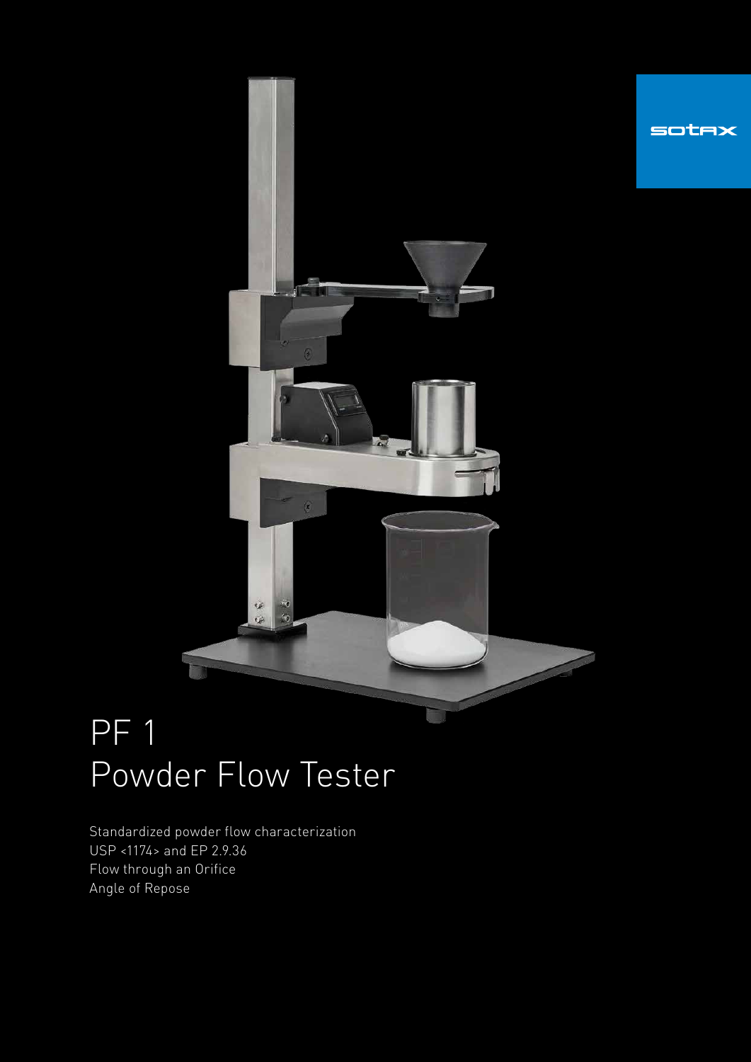sotax

# PF 1
# Powder Flow Tester

Standardized powder flow characterization
USP <1174> and EP 2.9.36
Flow through an Orifice
Angle of Repose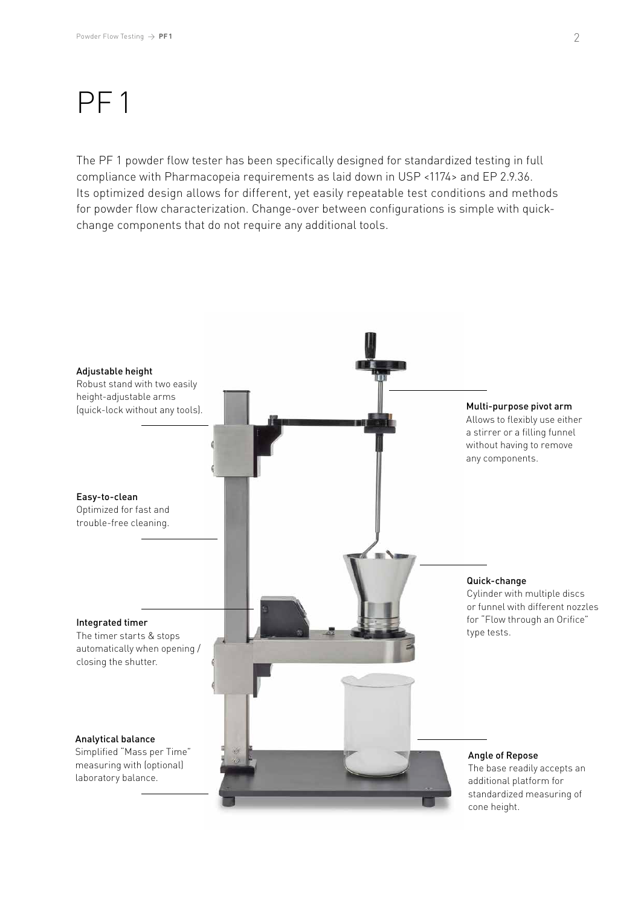# PF 1

The PF 1 powder flow tester has been specifically designed for standardized testing in full compliance with Pharmacopeia requirements as laid down in USP <1174> and EP 2.9.36. Its optimized design allows for different, yet easily repeatable test conditions and methods for powder flow characterization. Change-over between configurations is simple with quick-change components that do not require any additional tools.

**Adjustable height**
Robust stand with two easily height-adjustable arms (quick-lock without any tools).

**Easy-to-clean**
Optimized for fast and trouble-free cleaning.

**Integrated timer**
The timer starts & stops automatically when opening / closing the shutter.

**Analytical balance**
Simplified "Mass per Time" measuring with (optional) laboratory balance.

**Multi-purpose pivot arm**
Allows to flexibly use either a stirrer or a filling funnel without having to remove any components.

**Quick-change**
Cylinder with multiple discs or funnel with different nozzles for "Flow through an Orifice" type tests.

**Angle of Repose**
The base readily accepts an additional platform for standardized measuring of cone height.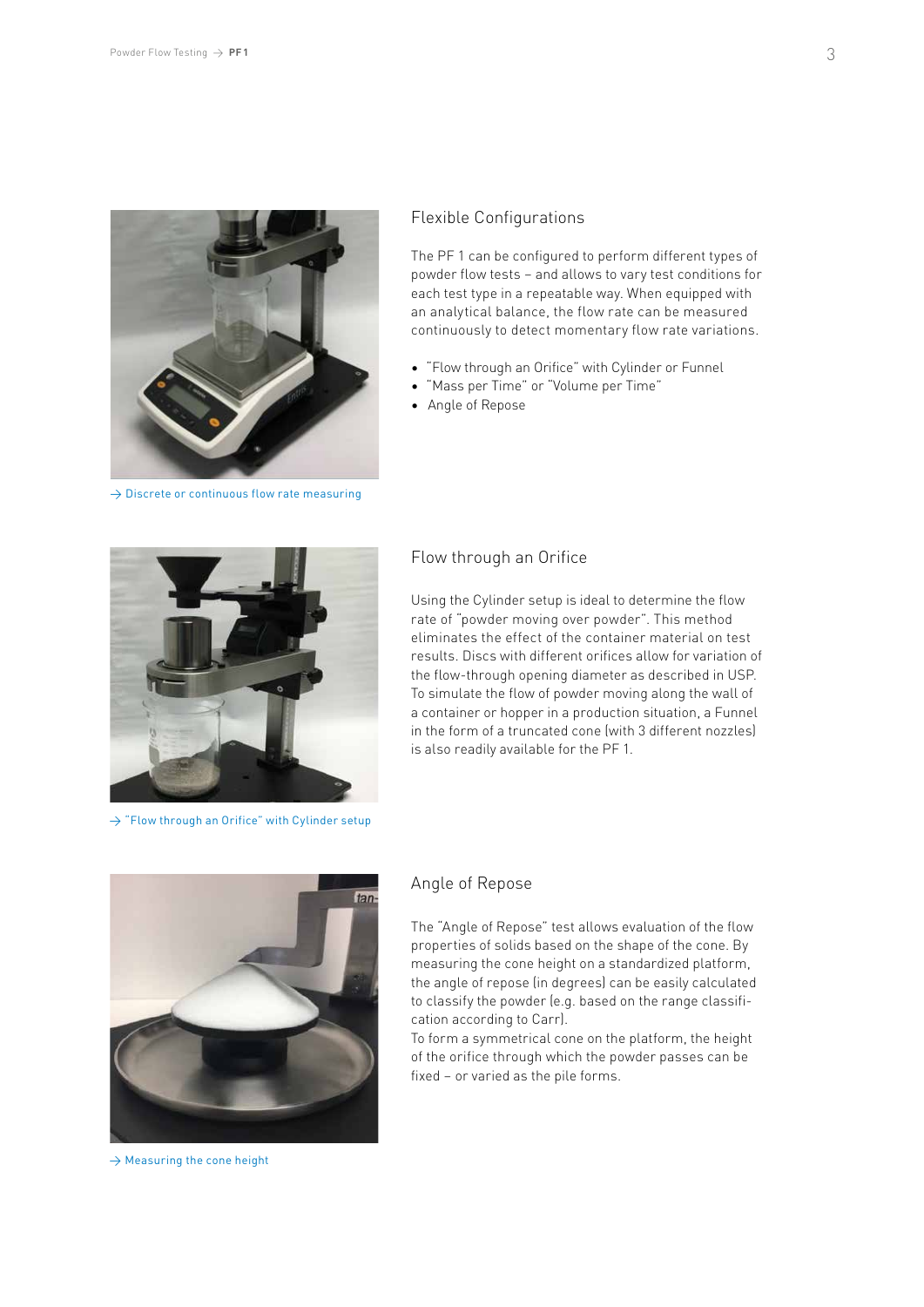→ Discrete or continuous flow rate measuring

## Flexible Configurations

The PF 1 can be configured to perform different types of powder flow tests – and allows to vary test conditions for each test type in a repeatable way. When equipped with an analytical balance, the flow rate can be measured continuously to detect momentary flow rate variations.

- "Flow through an Orifice" with Cylinder or Funnel
- "Mass per Time" or "Volume per Time"
- Angle of Repose

→ "Flow through an Orifice" with Cylinder setup

## Flow through an Orifice

Using the Cylinder setup is ideal to determine the flow rate of "powder moving over powder". This method eliminates the effect of the container material on test results. Discs with different orifices allow for variation of the flow-through opening diameter as described in USP. To simulate the flow of powder moving along the wall of a container or hopper in a production situation, a Funnel in the form of a truncated cone (with 3 different nozzles) is also readily available for the PF 1.

→ Measuring the cone height

## Angle of Repose

The "Angle of Repose" test allows evaluation of the flow properties of solids based on the shape of the cone. By measuring the cone height on a standardized platform, the angle of repose (in degrees) can be easily calculated to classify the powder (e.g. based on the range classification according to Carr).
To form a symmetrical cone on the platform, the height of the orifice through which the powder passes can be fixed – or varied as the pile forms.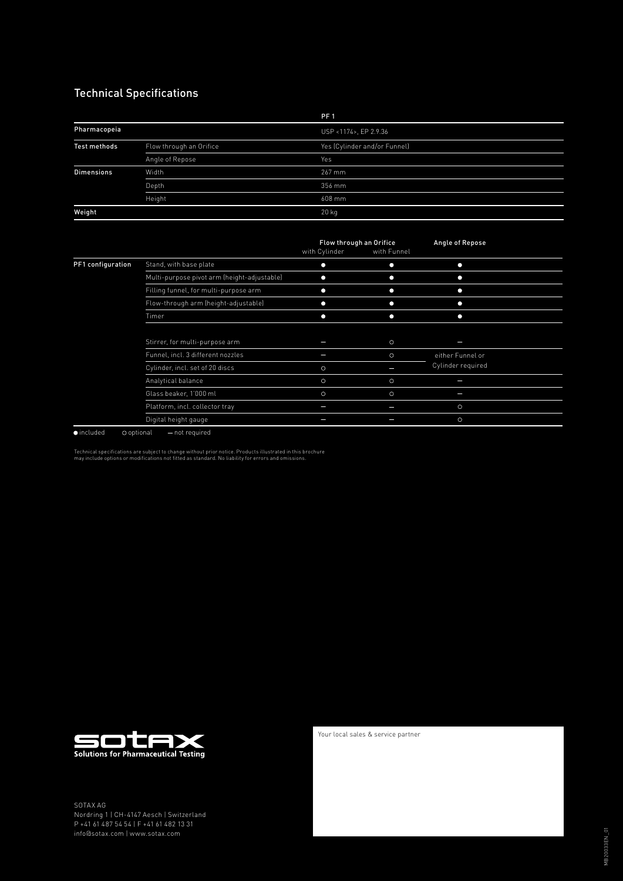## Technical Specifications

| | | PF 1 |
|---|---|---|
| Pharmacopeia | | USP <1174>, EP 2.9.36 |
| Test methods | Flow through an Orifice | Yes (Cylinder and/or Funnel) |
| | Angle of Repose | Yes |
| Dimensions | Width | 267 mm |
| | Depth | 356 mm |
| | Height | 608 mm |
| Weight | | 20 kg |

| | | Flow through an Orifice | | Angle of Repose |
|---|---|---|---|---|
| | | with Cylinder | with Funnel | |
| PF1 configuration | Stand, with base plate | ● | ● | ● |
| | Multi-purpose pivot arm (height-adjustable) | ● | ● | ● |
| | Filling funnel, for multi-purpose arm | ● | ● | ● |
| | Flow-through arm (height-adjustable) | ● | ● | ● |
| | Timer | ● | ● | ● |
| | Stirrer, for multi-purpose arm | – | ○ | – |
| | Funnel, incl. 3 different nozzles | – | ○ | either Funnel or Cylinder required |
| | Cylinder, incl. set of 20 discs | ○ | – | |
| | Analytical balance | ○ | ○ | – |
| | Glass beaker, 1'000 ml | ○ | ○ | – |
| | Platform, incl. collector tray | – | – | ○ |
| | Digital height gauge | – | – | ○ |

● included ○ optional – not required

Technical specifications are subject to change without prior notice. Products illustrated in this brochure may include options or modifications not fitted as standard. No liability for errors and omissions.

sotax
Solutions for Pharmaceutical Testing

SOTAX AG
Nordring 1 | CH-4147 Aesch | Switzerland
P +41 61 487 54 54 | F +41 61 482 13 31
info@sotax.com | www.sotax.com

Your local sales & service partner

MB 20033EN_01